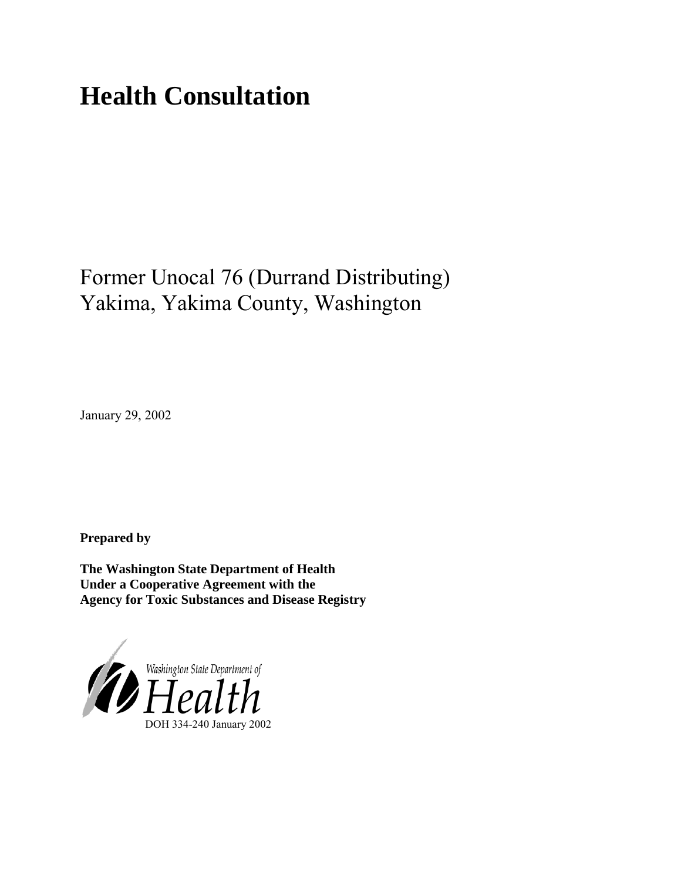# Health Consultation

Former Unocal 76 (Durrand Distributing)
Yakima, Yakima County, Washington

January 29, 2002

**Prepared by**

**The Washington State Department of Health**
**Under a Cooperative Agreement with the**
**Agency for Toxic Substances and Disease Registry**

Washington State Department of
Health
DOH 334-240 January 2002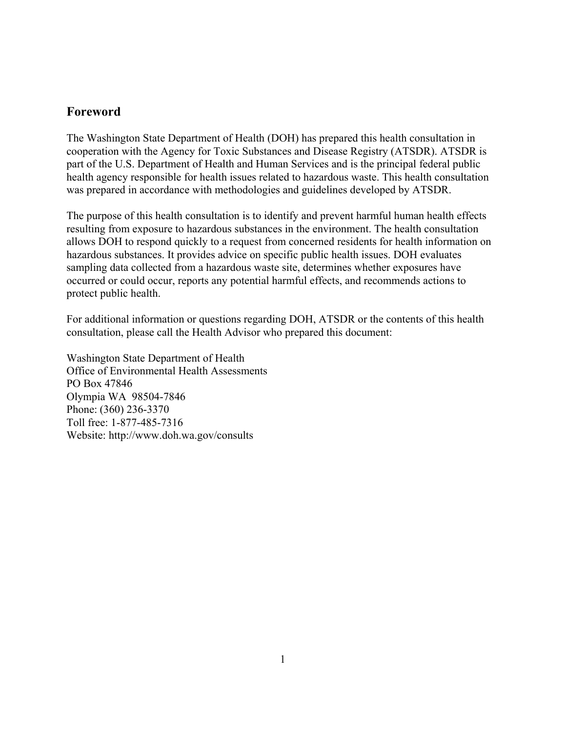## Foreword

The Washington State Department of Health (DOH) has prepared this health consultation in cooperation with the Agency for Toxic Substances and Disease Registry (ATSDR). ATSDR is part of the U.S. Department of Health and Human Services and is the principal federal public health agency responsible for health issues related to hazardous waste. This health consultation was prepared in accordance with methodologies and guidelines developed by ATSDR.

The purpose of this health consultation is to identify and prevent harmful human health effects resulting from exposure to hazardous substances in the environment. The health consultation allows DOH to respond quickly to a request from concerned residents for health information on hazardous substances. It provides advice on specific public health issues. DOH evaluates sampling data collected from a hazardous waste site, determines whether exposures have occurred or could occur, reports any potential harmful effects, and recommends actions to protect public health.

For additional information or questions regarding DOH, ATSDR or the contents of this health consultation, please call the Health Advisor who prepared this document:

Washington State Department of Health
Office of Environmental Health Assessments
PO Box 47846
Olympia WA 98504-7846
Phone: (360) 236-3370
Toll free: 1-877-485-7316
Website: http://www.doh.wa.gov/consults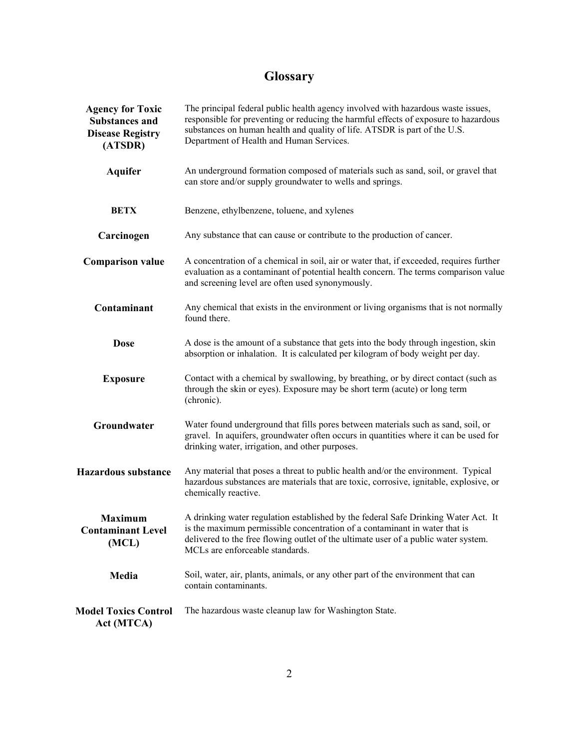# Glossary

| | |
|---|---|
| **Agency for Toxic Substances and Disease Registry (ATSDR)** | The principal federal public health agency involved with hazardous waste issues, responsible for preventing or reducing the harmful effects of exposure to hazardous substances on human health and quality of life. ATSDR is part of the U.S. Department of Health and Human Services. |
| **Aquifer** | An underground formation composed of materials such as sand, soil, or gravel that can store and/or supply groundwater to wells and springs. |
| **BETX** | Benzene, ethylbenzene, toluene, and xylenes |
| **Carcinogen** | Any substance that can cause or contribute to the production of cancer. |
| **Comparison value** | A concentration of a chemical in soil, air or water that, if exceeded, requires further evaluation as a contaminant of potential health concern. The terms comparison value and screening level are often used synonymously. |
| **Contaminant** | Any chemical that exists in the environment or living organisms that is not normally found there. |
| **Dose** | A dose is the amount of a substance that gets into the body through ingestion, skin absorption or inhalation. It is calculated per kilogram of body weight per day. |
| **Exposure** | Contact with a chemical by swallowing, by breathing, or by direct contact (such as through the skin or eyes). Exposure may be short term (acute) or long term (chronic). |
| **Groundwater** | Water found underground that fills pores between materials such as sand, soil, or gravel. In aquifers, groundwater often occurs in quantities where it can be used for drinking water, irrigation, and other purposes. |
| **Hazardous substance** | Any material that poses a threat to public health and/or the environment. Typical hazardous substances are materials that are toxic, corrosive, ignitable, explosive, or chemically reactive. |
| **Maximum Contaminant Level (MCL)** | A drinking water regulation established by the federal Safe Drinking Water Act. It is the maximum permissible concentration of a contaminant in water that is delivered to the free flowing outlet of the ultimate user of a public water system. MCLs are enforceable standards. |
| **Media** | Soil, water, air, plants, animals, or any other part of the environment that can contain contaminants. |
| **Model Toxics Control Act (MTCA)** | The hazardous waste cleanup law for Washington State. |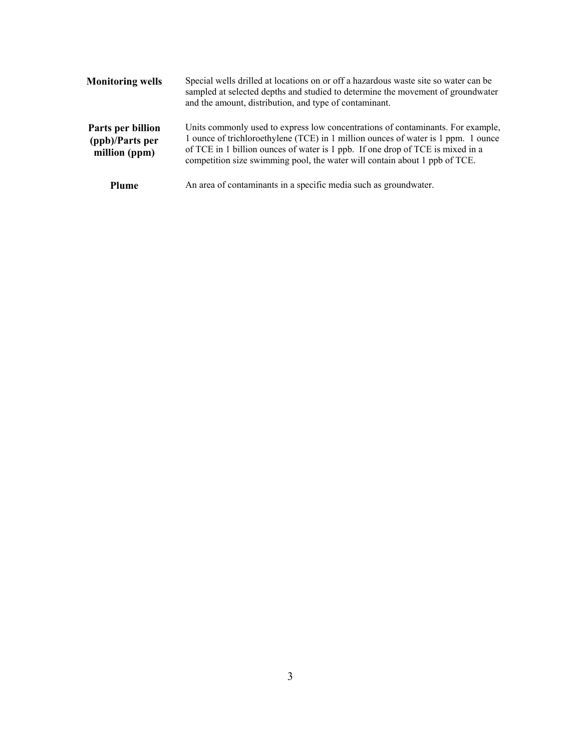| | |
|---|---|
| **Monitoring wells** | Special wells drilled at locations on or off a hazardous waste site so water can be sampled at selected depths and studied to determine the movement of groundwater and the amount, distribution, and type of contaminant. |
| **Parts per billion (ppb)/Parts per million (ppm)** | Units commonly used to express low concentrations of contaminants. For example, 1 ounce of trichloroethylene (TCE) in 1 million ounces of water is 1 ppm. 1 ounce of TCE in 1 billion ounces of water is 1 ppb. If one drop of TCE is mixed in a competition size swimming pool, the water will contain about 1 ppb of TCE. |
| **Plume** | An area of contaminants in a specific media such as groundwater. |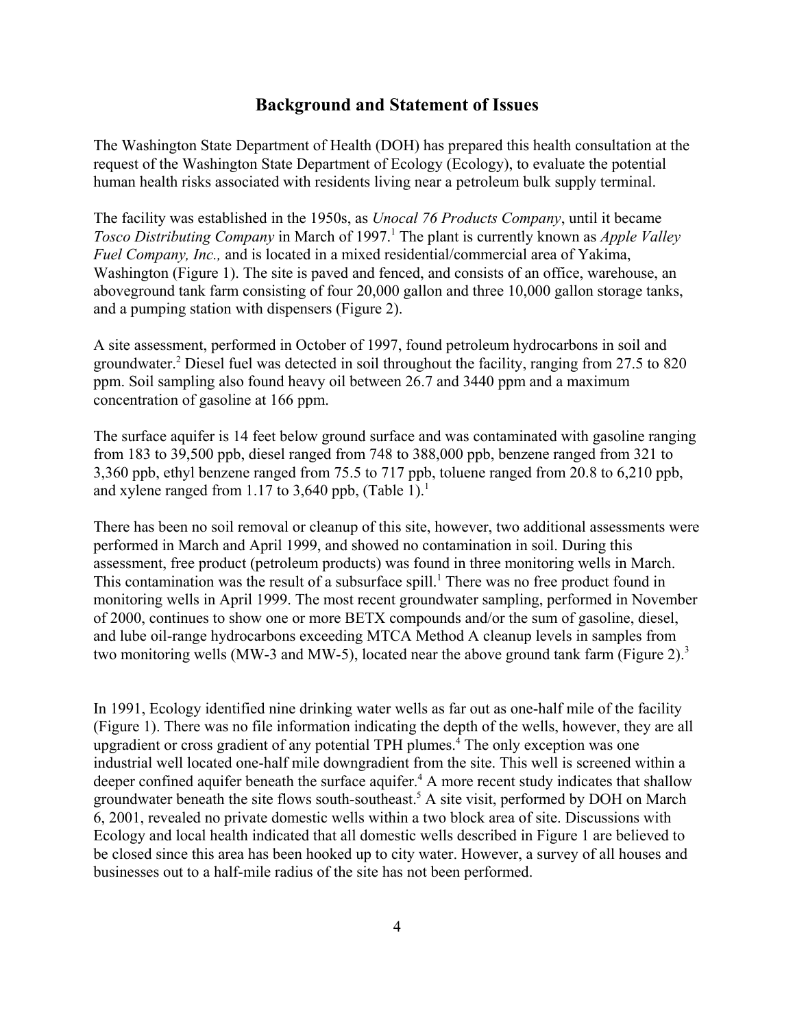## Background and Statement of Issues

The Washington State Department of Health (DOH) has prepared this health consultation at the request of the Washington State Department of Ecology (Ecology), to evaluate the potential human health risks associated with residents living near a petroleum bulk supply terminal.

The facility was established in the 1950s, as *Unocal 76 Products Company*, until it became *Tosco Distributing Company* in March of 1997.[1] The plant is currently known as *Apple Valley Fuel Company, Inc.,* and is located in a mixed residential/commercial area of Yakima, Washington (Figure 1). The site is paved and fenced, and consists of an office, warehouse, an aboveground tank farm consisting of four 20,000 gallon and three 10,000 gallon storage tanks, and a pumping station with dispensers (Figure 2).

A site assessment, performed in October of 1997, found petroleum hydrocarbons in soil and groundwater.[2] Diesel fuel was detected in soil throughout the facility, ranging from 27.5 to 820 ppm. Soil sampling also found heavy oil between 26.7 and 3440 ppm and a maximum concentration of gasoline at 166 ppm.

The surface aquifer is 14 feet below ground surface and was contaminated with gasoline ranging from 183 to 39,500 ppb, diesel ranged from 748 to 388,000 ppb, benzene ranged from 321 to 3,360 ppb, ethyl benzene ranged from 75.5 to 717 ppb, toluene ranged from 20.8 to 6,210 ppb, and xylene ranged from 1.17 to 3,640 ppb, (Table 1).[1]

There has been no soil removal or cleanup of this site, however, two additional assessments were performed in March and April 1999, and showed no contamination in soil. During this assessment, free product (petroleum products) was found in three monitoring wells in March. This contamination was the result of a subsurface spill.[1] There was no free product found in monitoring wells in April 1999. The most recent groundwater sampling, performed in November of 2000, continues to show one or more BETX compounds and/or the sum of gasoline, diesel, and lube oil-range hydrocarbons exceeding MTCA Method A cleanup levels in samples from two monitoring wells (MW-3 and MW-5), located near the above ground tank farm (Figure 2).[3]

In 1991, Ecology identified nine drinking water wells as far out as one-half mile of the facility (Figure 1). There was no file information indicating the depth of the wells, however, they are all upgradient or cross gradient of any potential TPH plumes.[4] The only exception was one industrial well located one-half mile downgradient from the site. This well is screened within a deeper confined aquifer beneath the surface aquifer.[4] A more recent study indicates that shallow groundwater beneath the site flows south-southeast.[5] A site visit, performed by DOH on March 6, 2001, revealed no private domestic wells within a two block area of site. Discussions with Ecology and local health indicated that all domestic wells described in Figure 1 are believed to be closed since this area has been hooked up to city water. However, a survey of all houses and businesses out to a half-mile radius of the site has not been performed.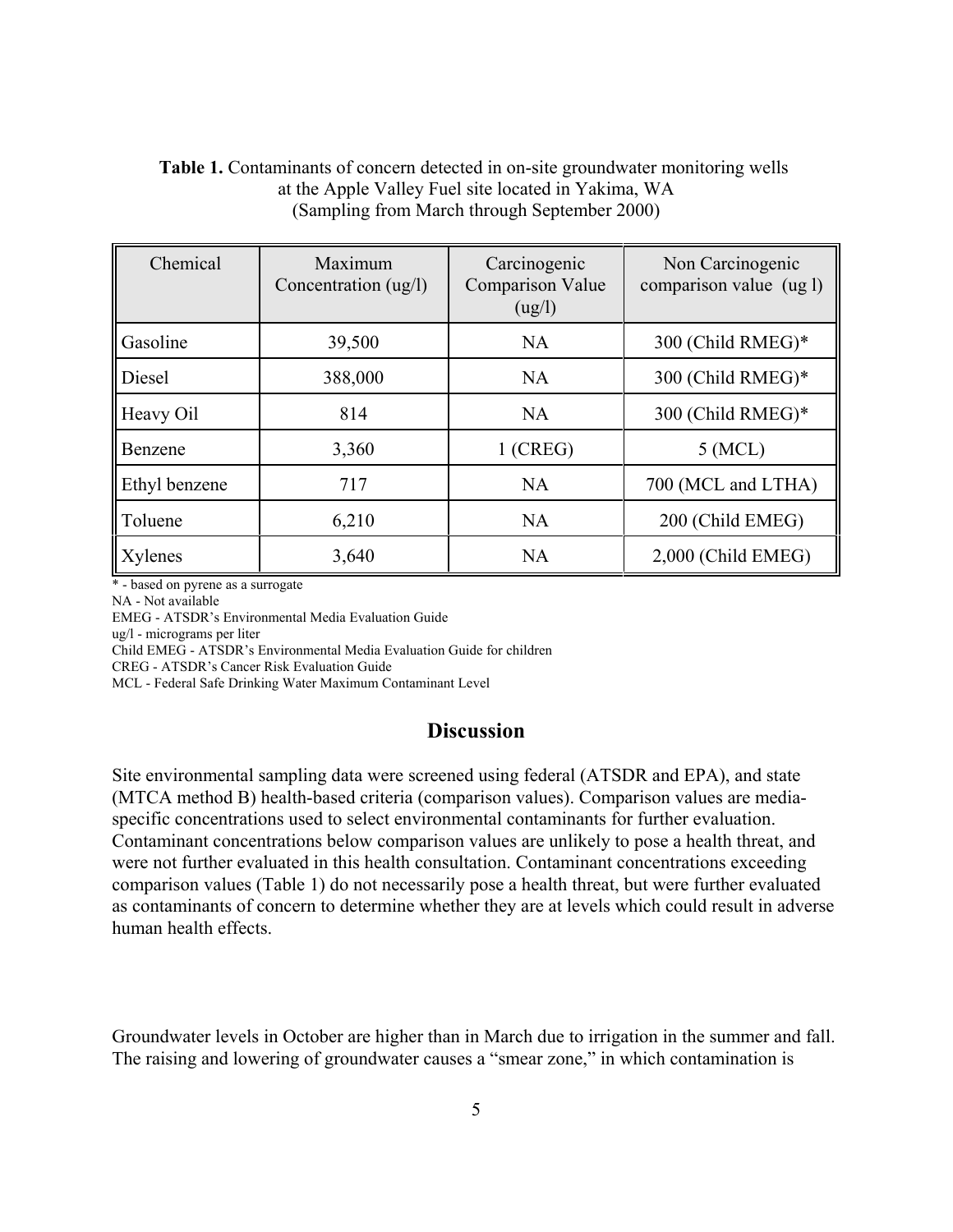**Table 1.** Contaminants of concern detected in on-site groundwater monitoring wells at the Apple Valley Fuel site located in Yakima, WA (Sampling from March through September 2000)

| Chemical | Maximum Concentration (ug/l) | Carcinogenic Comparison Value (ug/l) | Non Carcinogenic comparison value (ug l) |
|---|---|---|---|
| Gasoline | 39,500 | NA | 300 (Child RMEG)* |
| Diesel | 388,000 | NA | 300 (Child RMEG)* |
| Heavy Oil | 814 | NA | 300 (Child RMEG)* |
| Benzene | 3,360 | 1 (CREG) | 5 (MCL) |
| Ethyl benzene | 717 | NA | 700 (MCL and LTHA) |
| Toluene | 6,210 | NA | 200 (Child EMEG) |
| Xylenes | 3,640 | NA | 2,000 (Child EMEG) |

* - based on pyrene as a surrogate
NA - Not available
EMEG - ATSDR's Environmental Media Evaluation Guide
ug/l - micrograms per liter
Child EMEG - ATSDR's Environmental Media Evaluation Guide for children
CREG - ATSDR's Cancer Risk Evaluation Guide
MCL - Federal Safe Drinking Water Maximum Contaminant Level

## Discussion

Site environmental sampling data were screened using federal (ATSDR and EPA), and state (MTCA method B) health-based criteria (comparison values). Comparison values are media-specific concentrations used to select environmental contaminants for further evaluation. Contaminant concentrations below comparison values are unlikely to pose a health threat, and were not further evaluated in this health consultation. Contaminant concentrations exceeding comparison values (Table 1) do not necessarily pose a health threat, but were further evaluated as contaminants of concern to determine whether they are at levels which could result in adverse human health effects.

Groundwater levels in October are higher than in March due to irrigation in the summer and fall. The raising and lowering of groundwater causes a "smear zone," in which contamination is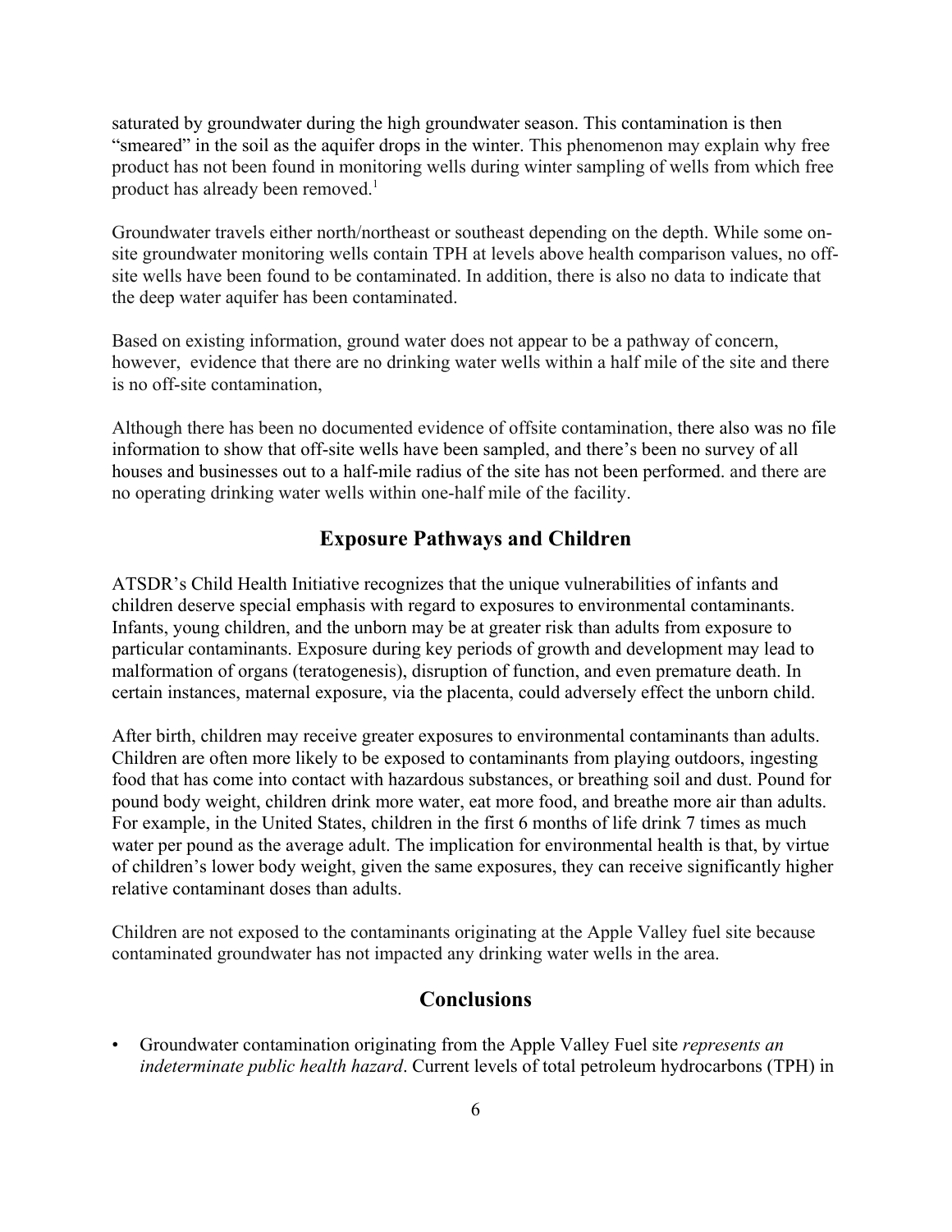saturated by groundwater during the high groundwater season. This contamination is then "smeared" in the soil as the aquifer drops in the winter. This phenomenon may explain why free product has not been found in monitoring wells during winter sampling of wells from which free product has already been removed.[1]

Groundwater travels either north/northeast or southeast depending on the depth. While some on-site groundwater monitoring wells contain TPH at levels above health comparison values, no off-site wells have been found to be contaminated. In addition, there is also no data to indicate that the deep water aquifer has been contaminated.

Based on existing information, ground water does not appear to be a pathway of concern, however, evidence that there are no drinking water wells within a half mile of the site and there is no off-site contamination,

Although there has been no documented evidence of offsite contamination, there also was no file information to show that off-site wells have been sampled, and there's been no survey of all houses and businesses out to a half-mile radius of the site has not been performed. and there are no operating drinking water wells within one-half mile of the facility.

## Exposure Pathways and Children

ATSDR's Child Health Initiative recognizes that the unique vulnerabilities of infants and children deserve special emphasis with regard to exposures to environmental contaminants. Infants, young children, and the unborn may be at greater risk than adults from exposure to particular contaminants. Exposure during key periods of growth and development may lead to malformation of organs (teratogenesis), disruption of function, and even premature death. In certain instances, maternal exposure, via the placenta, could adversely effect the unborn child.

After birth, children may receive greater exposures to environmental contaminants than adults. Children are often more likely to be exposed to contaminants from playing outdoors, ingesting food that has come into contact with hazardous substances, or breathing soil and dust. Pound for pound body weight, children drink more water, eat more food, and breathe more air than adults. For example, in the United States, children in the first 6 months of life drink 7 times as much water per pound as the average adult. The implication for environmental health is that, by virtue of children's lower body weight, given the same exposures, they can receive significantly higher relative contaminant doses than adults.

Children are not exposed to the contaminants originating at the Apple Valley fuel site because contaminated groundwater has not impacted any drinking water wells in the area.

## Conclusions

- Groundwater contamination originating from the Apple Valley Fuel site *represents an indeterminate public health hazard*. Current levels of total petroleum hydrocarbons (TPH) in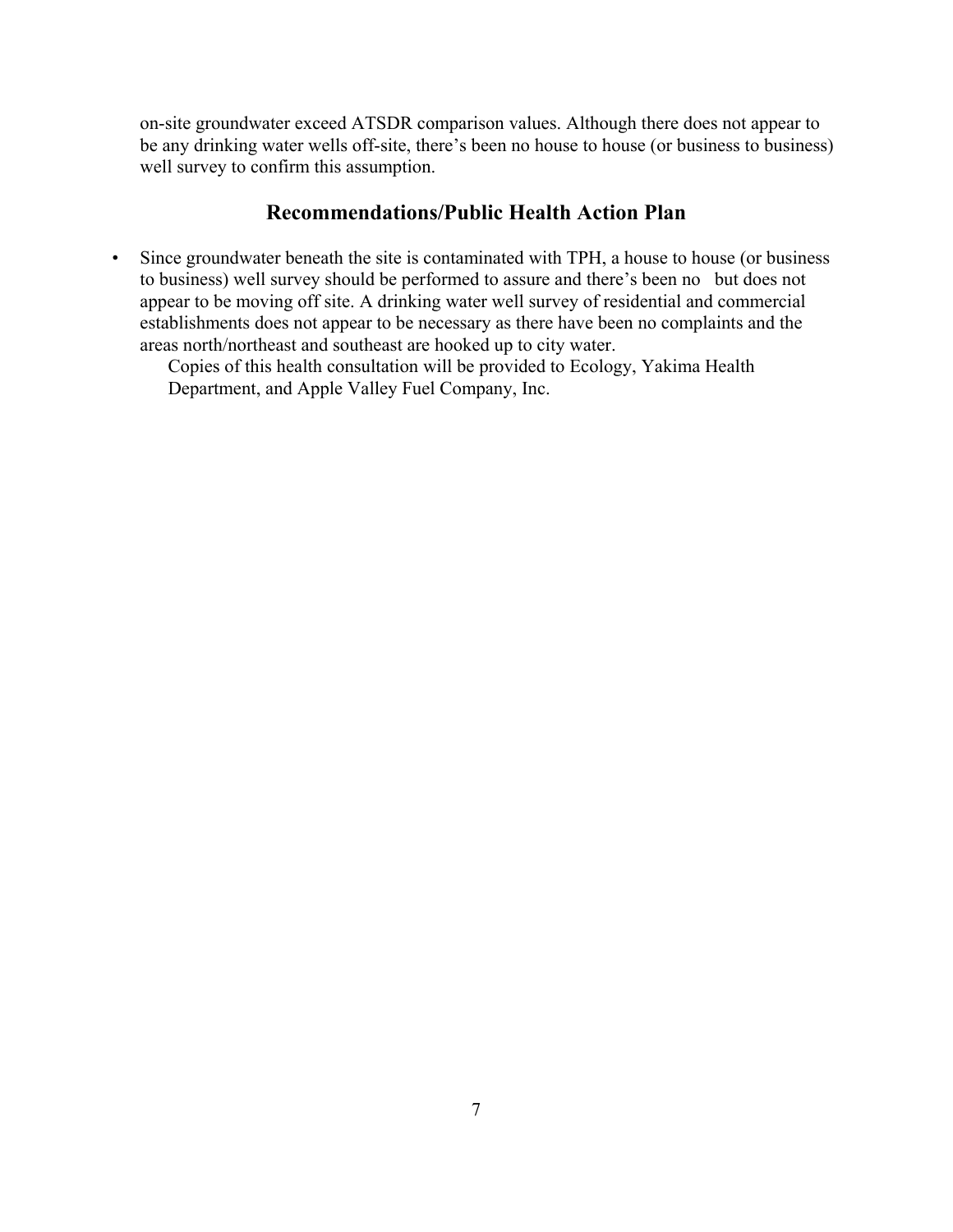on-site groundwater exceed ATSDR comparison values. Although there does not appear to be any drinking water wells off-site, there's been no house to house (or business to business) well survey to confirm this assumption.

## Recommendations/Public Health Action Plan

- Since groundwater beneath the site is contaminated with TPH, a house to house (or business to business) well survey should be performed to assure and there's been no but does not appear to be moving off site. A drinking water well survey of residential and commercial establishments does not appear to be necessary as there have been no complaints and the areas north/northeast and southeast are hooked up to city water.

  Copies of this health consultation will be provided to Ecology, Yakima Health Department, and Apple Valley Fuel Company, Inc.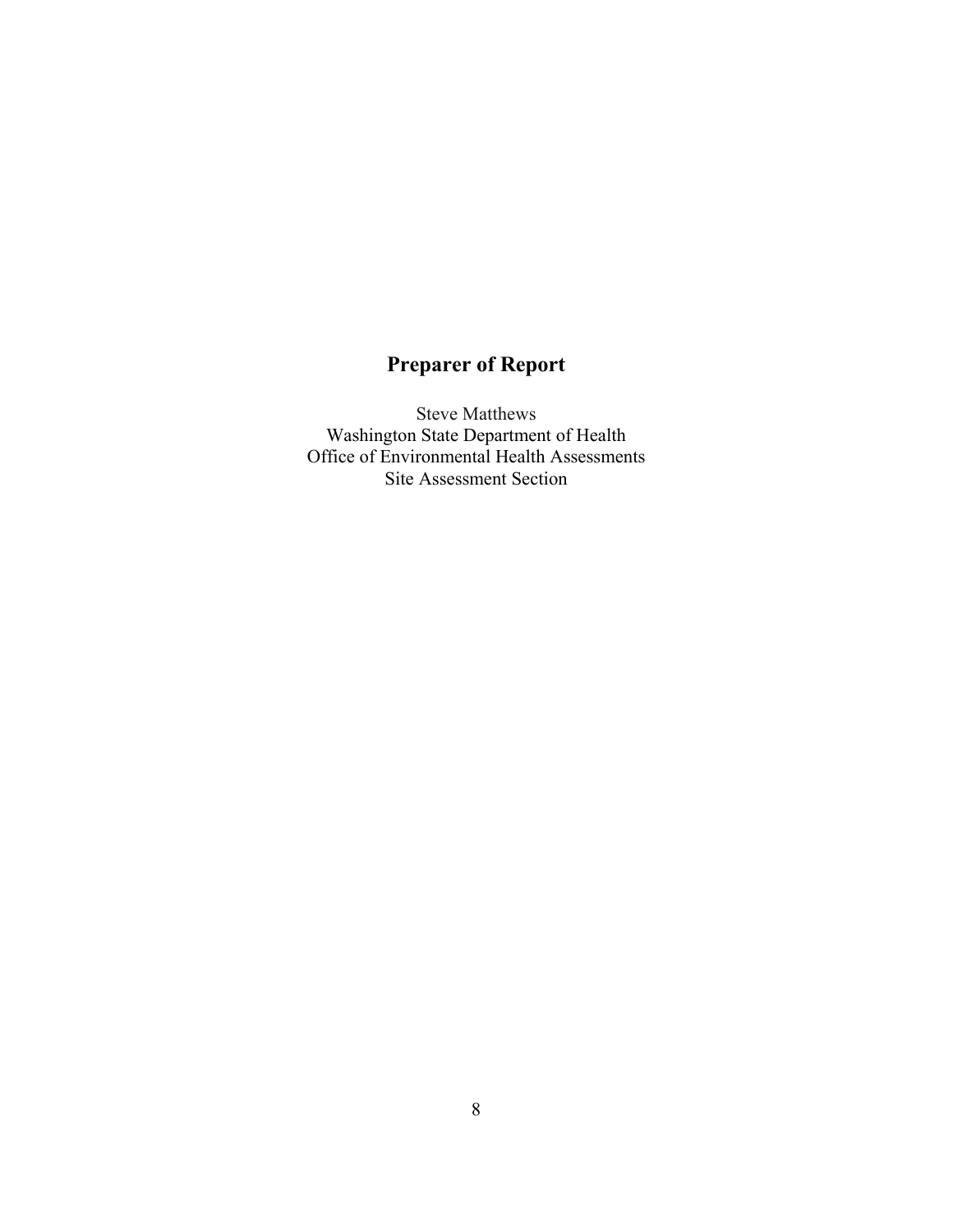## Preparer of Report

Steve Matthews
Washington State Department of Health
Office of Environmental Health Assessments
Site Assessment Section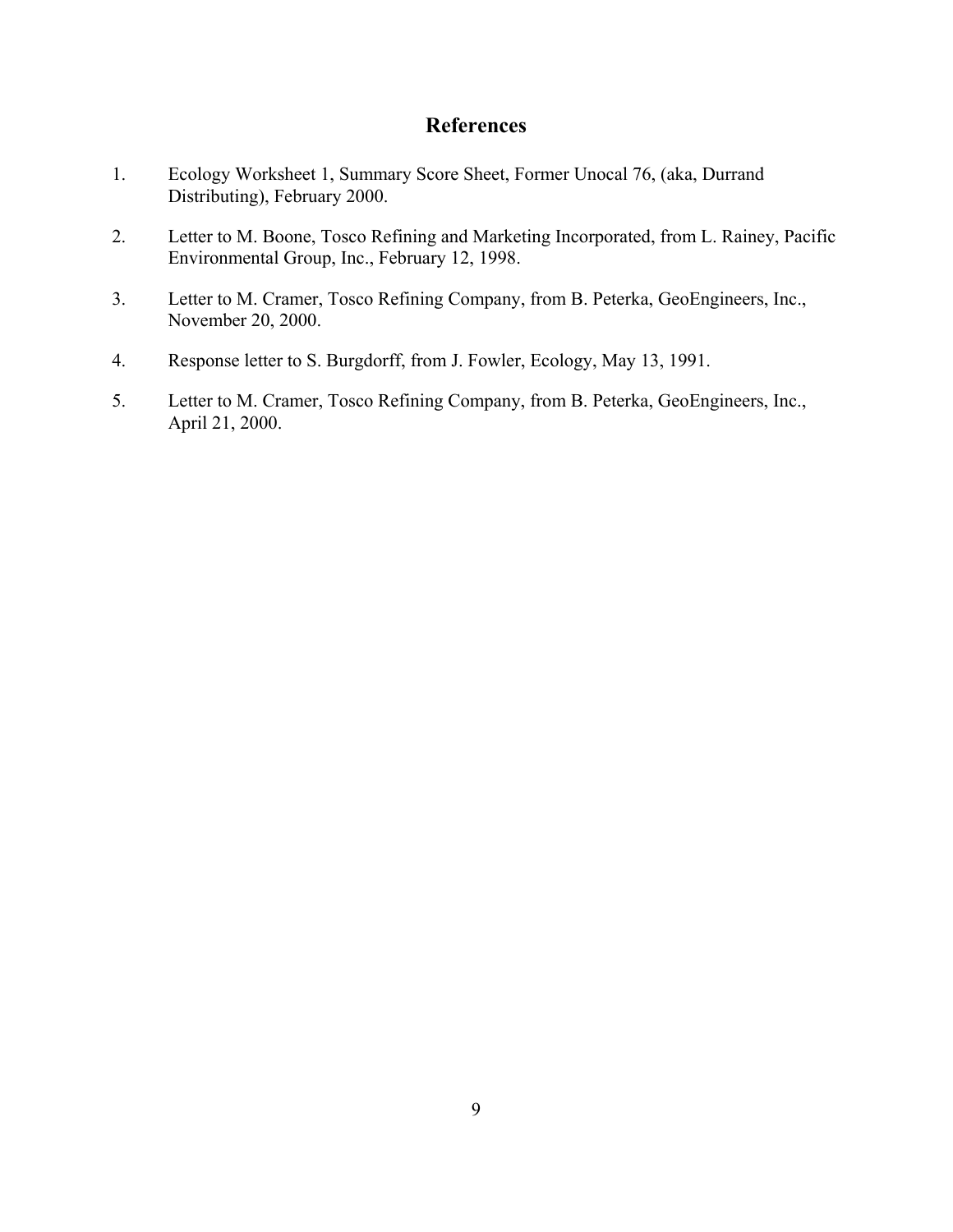## References

1. Ecology Worksheet 1, Summary Score Sheet, Former Unocal 76, (aka, Durrand Distributing), February 2000.

2. Letter to M. Boone, Tosco Refining and Marketing Incorporated, from L. Rainey, Pacific Environmental Group, Inc., February 12, 1998.

3. Letter to M. Cramer, Tosco Refining Company, from B. Peterka, GeoEngineers, Inc., November 20, 2000.

4. Response letter to S. Burgdorff, from J. Fowler, Ecology, May 13, 1991.

5. Letter to M. Cramer, Tosco Refining Company, from B. Peterka, GeoEngineers, Inc., April 21, 2000.